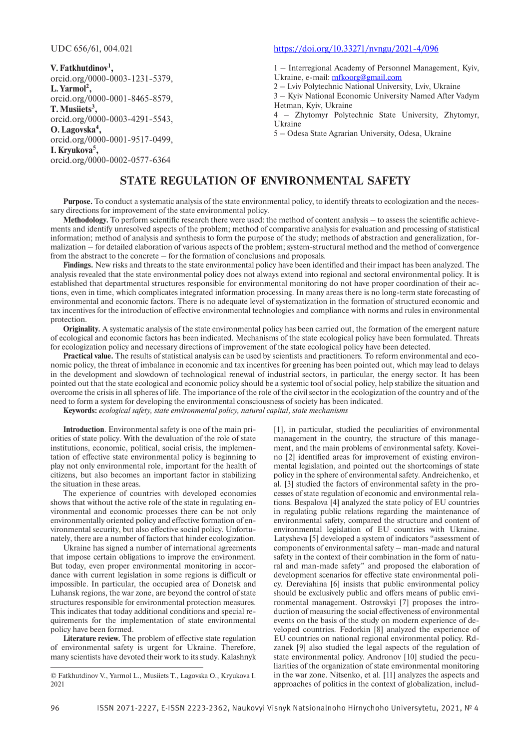UDC 656/61, 004.021

https://doi.org/10.33271/nvngu/2021-4/096

**V. Fatkhutdinov**[1],
orcid.org/0000-0003-1231-5379,
**L. Yarmol**[2],
orcid.org/0000-0001-8465-8579,
**T. Musiiets**[3],
orcid.org/0000-0003-4291-5543,
**O. Lagovska**[4],
orcid.org/0000-0001-9517-0499,
**I. Kryukova**[5],
orcid.org/0000-0002-0577-6364

1 – Interregional Academy of Personnel Management, Kyiv, Ukraine, e-mail: mfkoorg@gmail.com
2 – Lviv Polytechnic National University, Lviv, Ukraine
3 – Kyiv National Economic University Named After Vadym Hetman, Kyiv, Ukraine
4 – Zhytomyr Polytechnic State University, Zhytomyr, Ukraine
5 – Odesa State Agrarian University, Odesa, Ukraine

# STATE REGULATION OF ENVIRONMENTAL SAFETY

**Purpose.** To conduct a systematic analysis of the state environmental policy, to identify threats to ecologization and the necessary directions for improvement of the state environmental policy.

**Methodology.** To perform scientific research there were used: the method of content analysis – to assess the scientific achievements and identify unresolved aspects of the problem; method of comparative analysis for evaluation and processing of statistical information; method of analysis and synthesis to form the purpose of the study; methods of abstraction and generalization, formalization – for detailed elaboration of various aspects of the problem; system-structural method and the method of convergence from the abstract to the concrete – for the formation of conclusions and proposals.

**Findings.** New risks and threats to the state environmental policy have been identified and their impact has been analyzed. The analysis revealed that the state environmental policy does not always extend into regional and sectoral environmental policy. It is established that departmental structures responsible for environmental monitoring do not have proper coordination of their actions, even in time, which complicates integrated information processing. In many areas there is no long-term state forecasting of environmental and economic factors. There is no adequate level of systematization in the formation of structured economic and tax incentives for the introduction of effective environmental technologies and compliance with norms and rules in environmental protection.

**Originality.** A systematic analysis of the state environmental policy has been carried out, the formation of the emergent nature of ecological and economic factors has been indicated. Mechanisms of the state ecological policy have been formulated. Threats for ecologization policy and necessary directions of improvement of the state ecological policy have been detected.

**Practical value.** The results of statistical analysis can be used by scientists and practitioners. To reform environmental and economic policy, the threat of imbalance in economic and tax incentives for greening has been pointed out, which may lead to delays in the development and slowdown of technological renewal of industrial sectors, in particular, the energy sector. It has been pointed out that the state ecological and economic policy should be a systemic tool of social policy, help stabilize the situation and overcome the crisis in all spheres of life. The importance of the role of the civil sector in the ecologization of the country and of the need to form a system for developing the environmental consciousness of society has been indicated.

**Keywords:** *ecological safety, state environmental policy, natural capital, state mechanisms*

**Introduction**. Environmental safety is one of the main priorities of state policy. With the devaluation of the role of state institutions, economic, political, social crisis, the implementation of effective state environmental policy is beginning to play not only environmental role, important for the health of citizens, but also becomes an important factor in stabilizing the situation in these areas.

The experience of countries with developed economies shows that without the active role of the state in regulating environmental and economic processes there can be not only environmentally oriented policy and effective formation of environmental security, but also effective social policy. Unfortunately, there are a number of factors that hinder ecologization.

Ukraine has signed a number of international agreements that impose certain obligations to improve the environment. But today, even proper environmental monitoring in accordance with current legislation in some regions is difficult or impossible. In particular, the occupied area of Donetsk and Luhansk regions, the war zone, are beyond the control of state structures responsible for environmental protection measures. This indicates that today additional conditions and special requirements for the implementation of state environmental policy have been formed.

**Literature review.** The problem of effective state regulation of environmental safety is urgent for Ukraine. Therefore, many scientists have devoted their work to its study. Kalashnyk [1], in particular, studied the peculiarities of environmental management in the country, the structure of this management, and the main problems of environmental safety. Koveino [2] identified areas for improvement of existing environmental legislation, and pointed out the shortcomings of state policy in the sphere of environmental safety. Andreichenko, et al. [3] studied the factors of environmental safety in the processes of state regulation of economic and environmental relations. Bespalova [4] analyzed the state policy of EU countries in regulating public relations regarding the maintenance of environmental safety, compared the structure and content of environmental legislation of EU countries with Ukraine. Latysheva [5] developed a system of indicators "assessment of components of environmental safety – man-made and natural safety in the context of their combination in the form of natural and man-made safety" and proposed the elaboration of development scenarios for effective state environmental policy. Dereviahina [6] insists that public environmental policy should be exclusively public and offers means of public environmental management. Ostrovskyi [7] proposes the introduction of measuring the social effectiveness of environmental events on the basis of the study on modern experience of developed countries. Fedorkin [8] analyzed the experience of EU countries on national regional environmental policy. Rdzanek [9] also studied the legal aspects of the regulation of state environmental policy. Andronov [10] studied the peculiarities of the organization of state environmental monitoring in the war zone. Nitsenko, et al. [11] analyzes the aspects and approaches of politics in the context of globalization, includ-

© Fatkhutdinov V., Yarmol L., Musiiets T., Lagovska O., Kryukova I. 2021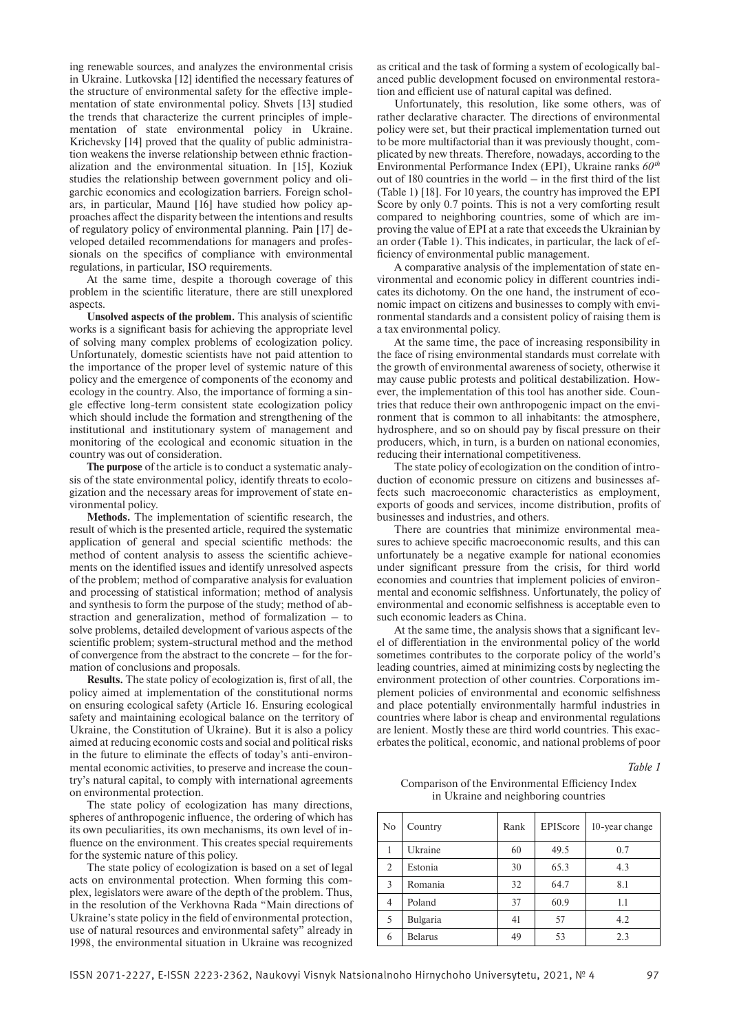ing renewable sources, and analyzes the environmental crisis in Ukraine. Lutkovska [12] identified the necessary features of the structure of environmental safety for the effective implementation of state environmental policy. Shvets [13] studied the trends that characterize the current principles of implementation of state environmental policy in Ukraine. Krichevsky [14] proved that the quality of public administration weakens the inverse relationship between ethnic fractionalization and the environmental situation. In [15], Koziuk studies the relationship between government policy and oligarchic economics and ecologization barriers. Foreign scholars, in particular, Maund [16] have studied how policy approaches affect the disparity between the intentions and results of regulatory policy of environmental planning. Pain [17] developed detailed recommendations for managers and professionals on the specifics of compliance with environmental regulations, in particular, ISO requirements.

At the same time, despite a thorough coverage of this problem in the scientific literature, there are still unexplored aspects.

**Unsolved aspects of the problem.** This analysis of scientific works is a significant basis for achieving the appropriate level of solving many complex problems of ecologization policy. Unfortunately, domestic scientists have not paid attention to the importance of the proper level of systemic nature of this policy and the emergence of components of the economy and ecology in the country. Also, the importance of forming a single effective long-term consistent state ecologization policy which should include the formation and strengthening of the institutional and institutionary system of management and monitoring of the ecological and economic situation in the country was out of consideration.

**The purpose** of the article is to conduct a systematic analysis of the state environmental policy, identify threats to ecologization and the necessary areas for improvement of state environmental policy.

**Methods.** The implementation of scientific research, the result of which is the presented article, required the systematic application of general and special scientific methods: the method of content analysis to assess the scientific achievements on the identified issues and identify unresolved aspects of the problem; method of comparative analysis for evaluation and processing of statistical information; method of analysis and synthesis to form the purpose of the study; method of abstraction and generalization, method of formalization – to solve problems, detailed development of various aspects of the scientific problem; system-structural method and the method of convergence from the abstract to the concrete – for the formation of conclusions and proposals.

**Results.** The state policy of ecologization is, first of all, the policy aimed at implementation of the constitutional norms on ensuring ecological safety (Article 16. Ensuring ecological safety and maintaining ecological balance on the territory of Ukraine, the Constitution of Ukraine). But it is also a policy aimed at reducing economic costs and social and political risks in the future to eliminate the effects of today's anti-environmental economic activities, to preserve and increase the country's natural capital, to comply with international agreements on environmental protection.

The state policy of ecologization has many directions, spheres of anthropogenic influence, the ordering of which has its own peculiarities, its own mechanisms, its own level of influence on the environment. This creates special requirements for the systemic nature of this policy.

The state policy of ecologization is based on a set of legal acts on environmental protection. When forming this complex, legislators were aware of the depth of the problem. Thus, in the resolution of the Verkhovna Rada "Main directions of Ukraine's state policy in the field of environmental protection, use of natural resources and environmental safety" already in 1998, the environmental situation in Ukraine was recognized as critical and the task of forming a system of ecologically balanced public development focused on environmental restoration and efficient use of natural capital was defined.

Unfortunately, this resolution, like some others, was of rather declarative character. The directions of environmental policy were set, but their practical implementation turned out to be more multifactorial than it was previously thought, complicated by new threats. Therefore, nowadays, according to the Environmental Performance Index (EPI), Ukraine ranks *60th* out of 180 countries in the world – in the first third of the list (Table 1) [18]. For 10 years, the country has improved the EPI Score by only 0.7 points. This is not a very comforting result compared to neighboring countries, some of which are improving the value of EPI at a rate that exceeds the Ukrainian by an order (Table 1). This indicates, in particular, the lack of efficiency of environmental public management.

A comparative analysis of the implementation of state environmental and economic policy in different countries indicates its dichotomy. On the one hand, the instrument of economic impact on citizens and businesses to comply with environmental standards and a consistent policy of raising them is a tax environmental policy.

At the same time, the pace of increasing responsibility in the face of rising environmental standards must correlate with the growth of environmental awareness of society, otherwise it may cause public protests and political destabilization. However, the implementation of this tool has another side. Countries that reduce their own anthropogenic impact on the environment that is common to all inhabitants: the atmosphere, hydrosphere, and so on should pay by fiscal pressure on their producers, which, in turn, is a burden on national economies, reducing their international competitiveness.

The state policy of ecologization on the condition of introduction of economic pressure on citizens and businesses affects such macroeconomic characteristics as employment, exports of goods and services, income distribution, profits of businesses and industries, and others.

There are countries that minimize environmental measures to achieve specific macroeconomic results, and this can unfortunately be a negative example for national economies under significant pressure from the crisis, for third world economies and countries that implement policies of environmental and economic selfishness. Unfortunately, the policy of environmental and economic selfishness is acceptable even to such economic leaders as China.

At the same time, the analysis shows that a significant level of differentiation in the environmental policy of the world sometimes contributes to the corporate policy of the world's leading countries, aimed at minimizing costs by neglecting the environment protection of other countries. Corporations implement policies of environmental and economic selfishness and place potentially environmentally harmful industries in countries where labor is cheap and environmental regulations are lenient. Mostly these are third world countries. This exacerbates the political, economic, and national problems of poor

*Table 1*

Comparison of the Environmental Efficiency Index in Ukraine and neighboring countries

| No | Country | Rank | EPIScore | 10-year change |
|---|---|---|---|---|
| 1 | Ukraine | 60 | 49.5 | 0.7 |
| 2 | Estonia | 30 | 65.3 | 4.3 |
| 3 | Romania | 32 | 64.7 | 8.1 |
| 4 | Poland | 37 | 60.9 | 1.1 |
| 5 | Bulgaria | 41 | 57 | 4.2 |
| 6 | Belarus | 49 | 53 | 2.3 |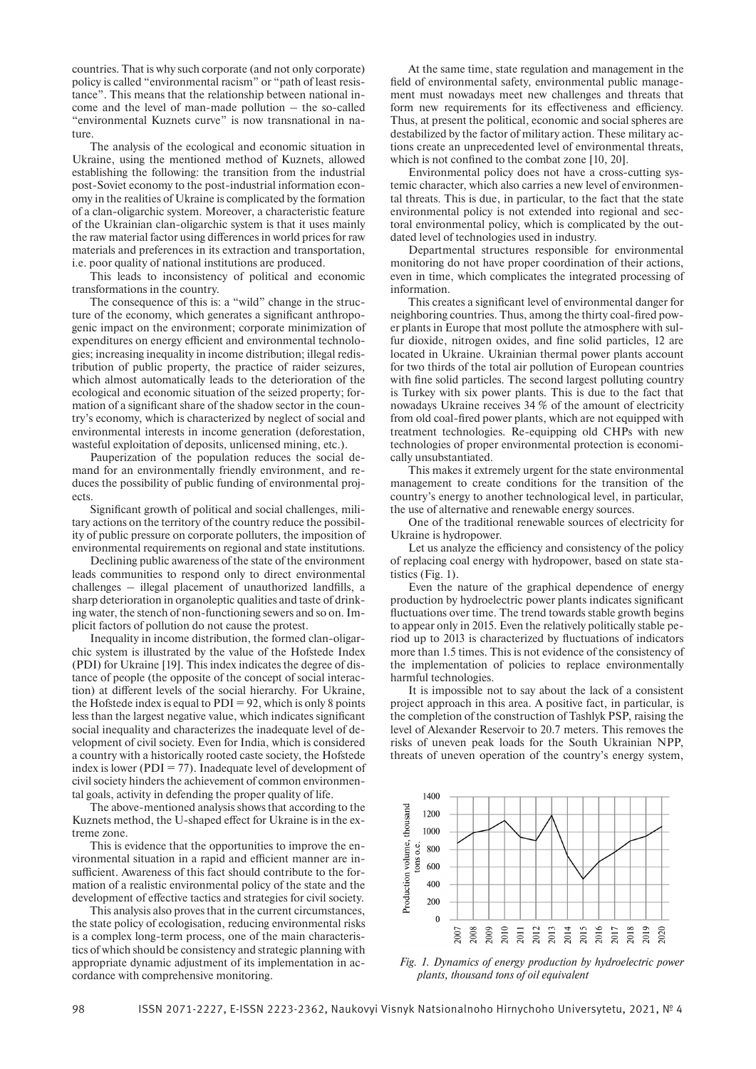countries. That is why such corporate (and not only corporate) policy is called "environmental racism" or "path of least resistance". This means that the relationship between national income and the level of man-made pollution – the so-called "environmental Kuznets curve" is now transnational in nature.

The analysis of the ecological and economic situation in Ukraine, using the mentioned method of Kuznets, allowed establishing the following: the transition from the industrial post-Soviet economy to the post-industrial information economy in the realities of Ukraine is complicated by the formation of a clan-oligarchic system. Moreover, a characteristic feature of the Ukrainian clan-oligarchic system is that it uses mainly the raw material factor using differences in world prices for raw materials and preferences in its extraction and transportation, i.e. poor quality of national institutions are produced.

This leads to inconsistency of political and economic transformations in the country.

The consequence of this is: a "wild" change in the structure of the economy, which generates a significant anthropogenic impact on the environment; corporate minimization of expenditures on energy efficient and environmental technologies; increasing inequality in income distribution; illegal redistribution of public property, the practice of raider seizures, which almost automatically leads to the deterioration of the ecological and economic situation of the seized property; formation of a significant share of the shadow sector in the country's economy, which is characterized by neglect of social and environmental interests in income generation (deforestation, wasteful exploitation of deposits, unlicensed mining, etc.).

Pauperization of the population reduces the social demand for an environmentally friendly environment, and reduces the possibility of public funding of environmental projects.

Significant growth of political and social challenges, military actions on the territory of the country reduce the possibility of public pressure on corporate polluters, the imposition of environmental requirements on regional and state institutions.

Declining public awareness of the state of the environment leads communities to respond only to direct environmental challenges – illegal placement of unauthorized landfills, a sharp deterioration in organoleptic qualities and taste of drinking water, the stench of non-functioning sewers and so on. Implicit factors of pollution do not cause the protest.

Inequality in income distribution, the formed clan-oligarchic system is illustrated by the value of the Hofstede Index (PDI) for Ukraine [19]. This index indicates the degree of distance of people (the opposite of the concept of social interaction) at different levels of the social hierarchy. For Ukraine, the Hofstede index is equal to PDI = 92, which is only 8 points less than the largest negative value, which indicates significant social inequality and characterizes the inadequate level of development of civil society. Even for India, which is considered a country with a historically rooted caste society, the Hofstede index is lower (PDI = 77). Inadequate level of development of civil society hinders the achievement of common environmental goals, activity in defending the proper quality of life.

The above-mentioned analysis shows that according to the Kuznets method, the U-shaped effect for Ukraine is in the extreme zone.

This is evidence that the opportunities to improve the environmental situation in a rapid and efficient manner are insufficient. Awareness of this fact should contribute to the formation of a realistic environmental policy of the state and the development of effective tactics and strategies for civil society.

This analysis also proves that in the current circumstances, the state policy of ecologisation, reducing environmental risks is a complex long-term process, one of the main characteristics of which should be consistency and strategic planning with appropriate dynamic adjustment of its implementation in accordance with comprehensive monitoring.

At the same time, state regulation and management in the field of environmental safety, environmental public management must nowadays meet new challenges and threats that form new requirements for its effectiveness and efficiency. Thus, at present the political, economic and social spheres are destabilized by the factor of military action. These military actions create an unprecedented level of environmental threats, which is not confined to the combat zone [10, 20].

Environmental policy does not have a cross-cutting systemic character, which also carries a new level of environmental threats. This is due, in particular, to the fact that the state environmental policy is not extended into regional and sectoral environmental policy, which is complicated by the outdated level of technologies used in industry.

Departmental structures responsible for environmental monitoring do not have proper coordination of their actions, even in time, which complicates the integrated processing of information.

This creates a significant level of environmental danger for neighboring countries. Thus, among the thirty coal-fired power plants in Europe that most pollute the atmosphere with sulfur dioxide, nitrogen oxides, and fine solid particles, 12 are located in Ukraine. Ukrainian thermal power plants account for two thirds of the total air pollution of European countries with fine solid particles. The second largest polluting country is Turkey with six power plants. This is due to the fact that nowadays Ukraine receives 34 % of the amount of electricity from old coal-fired power plants, which are not equipped with treatment technologies. Re-equipping old CHPs with new technologies of proper environmental protection is economically unsubstantiated.

This makes it extremely urgent for the state environmental management to create conditions for the transition of the country's energy to another technological level, in particular, the use of alternative and renewable energy sources.

One of the traditional renewable sources of electricity for Ukraine is hydropower.

Let us analyze the efficiency and consistency of the policy of replacing coal energy with hydropower, based on state statistics (Fig. 1).

Even the nature of the graphical dependence of energy production by hydroelectric power plants indicates significant fluctuations over time. The trend towards stable growth begins to appear only in 2015. Even the relatively politically stable period up to 2013 is characterized by fluctuations of indicators more than 1.5 times. This is not evidence of the consistency of the implementation of policies to replace environmentally harmful technologies.

It is impossible not to say about the lack of a consistent project approach in this area. A positive fact, in particular, is the completion of the construction of Tashlyk PSP, raising the level of Alexander Reservoir to 20.7 meters. This removes the risks of uneven peak loads for the South Ukrainian NPP, threats of uneven operation of the country's energy system,

*Fig. 1. Dynamics of energy production by hydroelectric power plants, thousand tons of oil equivalent*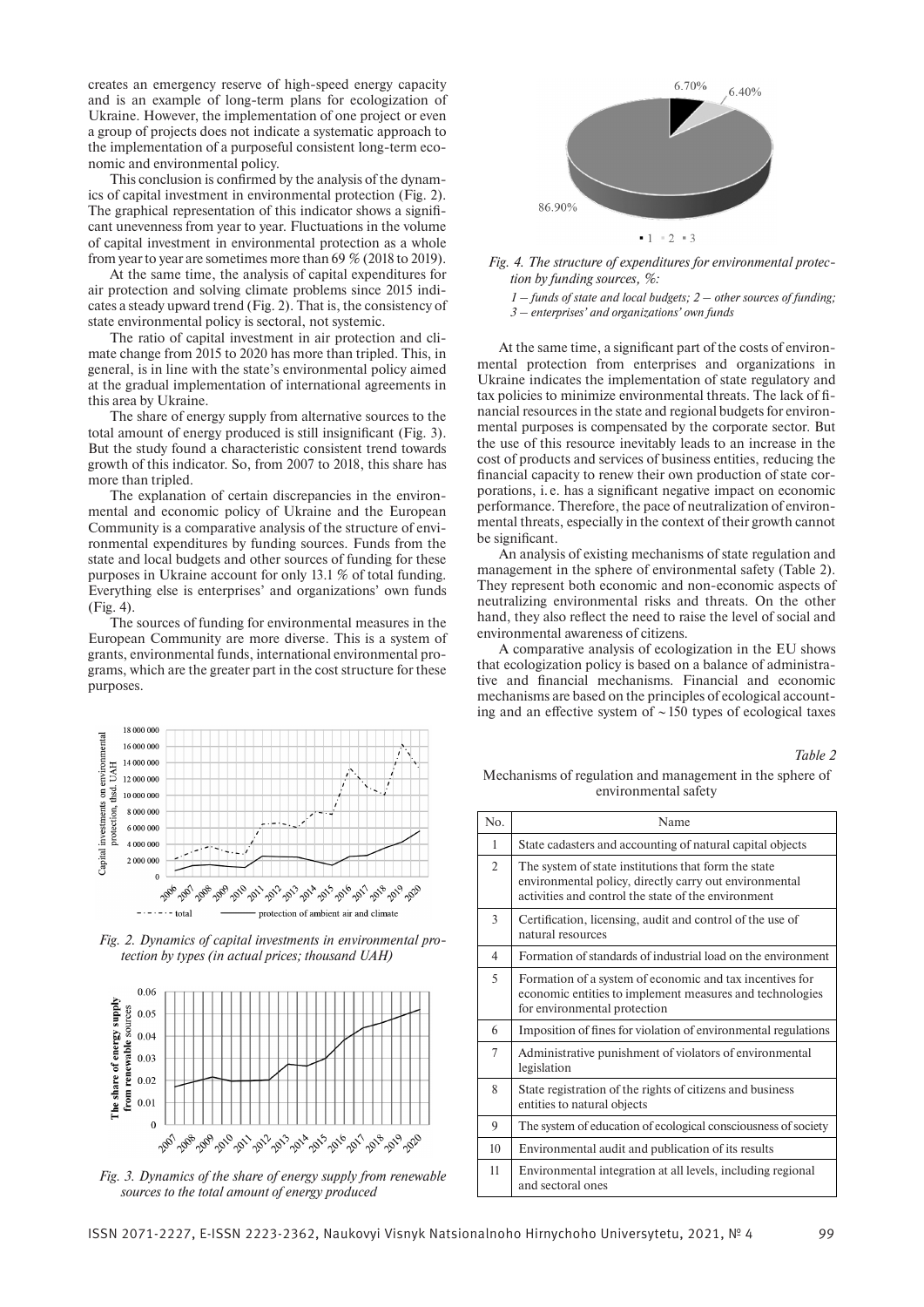creates an emergency reserve of high-speed energy capacity and is an example of long-term plans for ecologization of Ukraine. However, the implementation of one project or even a group of projects does not indicate a systematic approach to the implementation of a purposeful consistent long-term economic and environmental policy.

This conclusion is confirmed by the analysis of the dynamics of capital investment in environmental protection (Fig. 2). The graphical representation of this indicator shows a significant unevenness from year to year. Fluctuations in the volume of capital investment in environmental protection as a whole from year to year are sometimes more than 69 % (2018 to 2019).

At the same time, the analysis of capital expenditures for air protection and solving climate problems since 2015 indicates a steady upward trend (Fig. 2). That is, the consistency of state environmental policy is sectoral, not systemic.

The ratio of capital investment in air protection and climate change from 2015 to 2020 has more than tripled. This, in general, is in line with the state's environmental policy aimed at the gradual implementation of international agreements in this area by Ukraine.

The share of energy supply from alternative sources to the total amount of energy produced is still insignificant (Fig. 3). But the study found a characteristic consistent trend towards growth of this indicator. So, from 2007 to 2018, this share has more than tripled.

The explanation of certain discrepancies in the environmental and economic policy of Ukraine and the European Community is a comparative analysis of the structure of environmental expenditures by funding sources. Funds from the state and local budgets and other sources of funding for these purposes in Ukraine account for only 13.1 % of total funding. Everything else is enterprises' and organizations' own funds (Fig. 4).

The sources of funding for environmental measures in the European Community are more diverse. This is a system of grants, environmental funds, international environmental programs, which are the greater part in the cost structure for these purposes.

*Fig. 2. Dynamics of capital investments in environmental protection by types (in actual prices; thousand UAH)*

*Fig. 3. Dynamics of the share of energy supply from renewable sources to the total amount of energy produced*

*Fig. 4. The structure of expenditures for environmental protection by funding sources, %:*

*1 – funds of state and local budgets; 2 – other sources of funding; 3 – enterprises' and organizations' own funds*

At the same time, a significant part of the costs of environmental protection from enterprises and organizations in Ukraine indicates the implementation of state regulatory and tax policies to minimize environmental threats. The lack of financial resources in the state and regional budgets for environmental purposes is compensated by the corporate sector. But the use of this resource inevitably leads to an increase in the cost of products and services of business entities, reducing the financial capacity to renew their own production of state corporations, i. e. has a significant negative impact on economic performance. Therefore, the pace of neutralization of environmental threats, especially in the context of their growth cannot be significant.

An analysis of existing mechanisms of state regulation and management in the sphere of environmental safety (Table 2). They represent both economic and non-economic aspects of neutralizing environmental risks and threats. On the other hand, they also reflect the need to raise the level of social and environmental awareness of citizens.

A comparative analysis of ecologization in the EU shows that ecologization policy is based on a balance of administrative and financial mechanisms. Financial and economic mechanisms are based on the principles of ecological accounting and an effective system of ~ 150 types of ecological taxes

*Table 2*

Mechanisms of regulation and management in the sphere of environmental safety

| No. | Name |
|---|---|
| 1 | State cadasters and accounting of natural capital objects |
| 2 | The system of state institutions that form the state environmental policy, directly carry out environmental activities and control the state of the environment |
| 3 | Certification, licensing, audit and control of the use of natural resources |
| 4 | Formation of standards of industrial load on the environment |
| 5 | Formation of a system of economic and tax incentives for economic entities to implement measures and technologies for environmental protection |
| 6 | Imposition of fines for violation of environmental regulations |
| 7 | Administrative punishment of violators of environmental legislation |
| 8 | State registration of the rights of citizens and business entities to natural objects |
| 9 | The system of education of ecological consciousness of society |
| 10 | Environmental audit and publication of its results |
| 11 | Environmental integration at all levels, including regional and sectoral ones |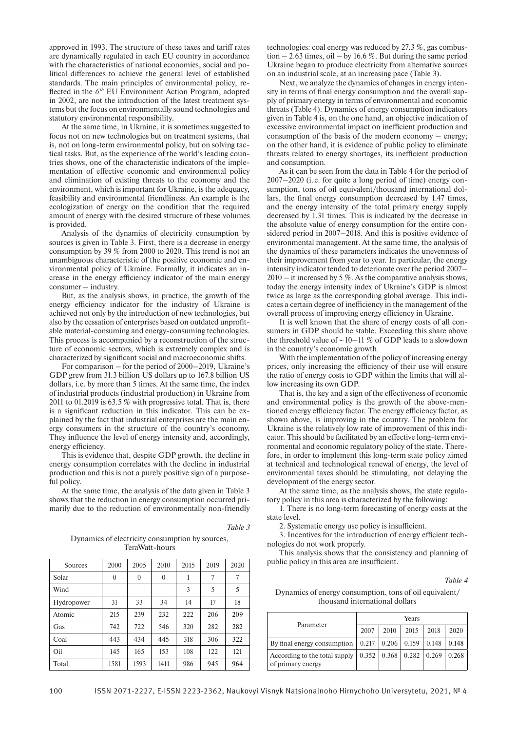approved in 1993. The structure of these taxes and tariff rates are dynamically regulated in each EU country in accordance with the characteristics of national economies, social and political differences to achieve the general level of established standards. The main principles of environmental policy, reflected in the 6[th] EU Environment Action Program, adopted in 2002, are not the introduction of the latest treatment systems but the focus on environmentally sound technologies and statutory environmental responsibility.

At the same time, in Ukraine, it is sometimes suggested to focus not on new technologies but on treatment systems, that is, not on long-term environmental policy, but on solving tactical tasks. But, as the experience of the world's leading countries shows, one of the characteristic indicators of the implementation of effective economic and environmental policy and elimination of existing threats to the economy and the environment, which is important for Ukraine, is the adequacy, feasibility and environmental friendliness. An example is the ecologization of energy on the condition that the required amount of energy with the desired structure of these volumes is provided.

Analysis of the dynamics of electricity consumption by sources is given in Table 3. First, there is a decrease in energy consumption by 39 % from 2000 to 2020. This trend is not an unambiguous characteristic of the positive economic and environmental policy of Ukraine. Formally, it indicates an increase in the energy efficiency indicator of the main energy consumer – industry.

But, as the analysis shows, in practice, the growth of the energy efficiency indicator for the industry of Ukraine is achieved not only by the introduction of new technologies, but also by the cessation of enterprises based on outdated unprofitable material-consuming and energy-consuming technologies. This process is accompanied by a reconstruction of the structure of economic sectors, which is extremely complex and is characterized by significant social and macroeconomic shifts.

For comparison – for the period of 2000–2019, Ukraine's GDP grew from 31.3 billion US dollars up to 167.8 billion US dollars, i.e. by more than 5 times. At the same time, the index of industrial products (industrial production) in Ukraine from 2011 to 01.2019 is 63.5 % with progressive total. That is, there is a significant reduction in this indicator. This can be explained by the fact that industrial enterprises are the main energy consumers in the structure of the country's economy. They influence the level of energy intensity and, accordingly, energy efficiency.

This is evidence that, despite GDP growth, the decline in energy consumption correlates with the decline in industrial production and this is not a purely positive sign of a purposeful policy.

At the same time, the analysis of the data given in Table 3 shows that the reduction in energy consumption occurred primarily due to the reduction of environmentally non-friendly technologies: coal energy was reduced by 27.3 %, gas combustion – 2.63 times, oil – by 16.6 %. But during the same period Ukraine began to produce electricity from alternative sources on an industrial scale, at an increasing pace (Table 3).

*Table 3*

Dynamics of electricity consumption by sources, TeraWatt-hours

| Sources | 2000 | 2005 | 2010 | 2015 | 2019 | 2020 |
|---|---|---|---|---|---|---|
| Solar | 0 | 0 | 0 | 1 | 7 | 7 |
| Wind | | | | 3 | 5 | 5 |
| Hydropower | 31 | 33 | 34 | 14 | 17 | 18 |
| Atomic | 215 | 239 | 232 | 222 | 206 | 209 |
| Gas | 742 | 722 | 546 | 320 | 282 | 282 |
| Coal | 443 | 434 | 445 | 318 | 306 | 322 |
| Oil | 145 | 165 | 153 | 108 | 122 | 121 |
| Total | 1581 | 1593 | 1411 | 986 | 945 | 964 |

Next, we analyze the dynamics of changes in energy intensity in terms of final energy consumption and the overall supply of primary energy in terms of environmental and economic threats (Table 4). Dynamics of energy consumption indicators given in Table 4 is, on the one hand, an objective indication of excessive environmental impact on inefficient production and consumption of the basis of the modern economy – energy; on the other hand, it is evidence of public policy to eliminate threats related to energy shortages, its inefficient production and consumption.

As it can be seen from the data in Table 4 for the period of 2007–2020 (i.e. for quite a long period of time) energy consumption, tons of oil equivalent/thousand international dollars, the final energy consumption decreased by 1.47 times, and the energy intensity of the total primary energy supply decreased by 1.31 times. This is indicated by the decrease in the absolute value of energy consumption for the entire considered period in 2007–2018. And this is positive evidence of environmental management. At the same time, the analysis of the dynamics of these parameters indicates the unevenness of their improvement from year to year. In particular, the energy intensity indicator tended to deteriorate over the period 2007–2010 – it increased by 5 %. As the comparative analysis shows, today the energy intensity index of Ukraine's GDP is almost twice as large as the corresponding global average. This indicates a certain degree of inefficiency in the management of the overall process of improving energy efficiency in Ukraine.

It is well known that the share of energy costs of all consumers in GDP should be stable. Exceeding this share above the threshold value of ~10–11 % of GDP leads to a slowdown in the country's economic growth.

With the implementation of the policy of increasing energy prices, only increasing the efficiency of their use will ensure the ratio of energy costs to GDP within the limits that will allow increasing its own GDP.

That is, the key and a sign of the effectiveness of economic and environmental policy is the growth of the above-mentioned energy efficiency factor. The energy efficiency factor, as shown above, is improving in the country. The problem for Ukraine is the relatively low rate of improvement of this indicator. This should be facilitated by an effective long-term environmental and economic regulatory policy of the state. Therefore, in order to implement this long-term state policy aimed at technical and technological renewal of energy, the level of environmental taxes should be stimulating, not delaying the development of the energy sector.

At the same time, as the analysis shows, the state regulatory policy in this area is characterized by the following:

1. There is no long-term forecasting of energy costs at the state level.
2. Systematic energy use policy is insufficient.
3. Incentives for the introduction of energy efficient technologies do not work properly.

This analysis shows that the consistency and planning of public policy in this area are insufficient.

*Table 4*

Dynamics of energy consumption, tons of oil equivalent/thousand international dollars

| Parameter | Years | | | | |
|---|---|---|---|---|---|
| | 2007 | 2010 | 2015 | 2018 | 2020 |
| By final energy consumption | 0.217 | 0.206 | 0.159 | 0.148 | 0.148 |
| According to the total supply of primary energy | 0.352 | 0.368 | 0.282 | 0.269 | 0.268 |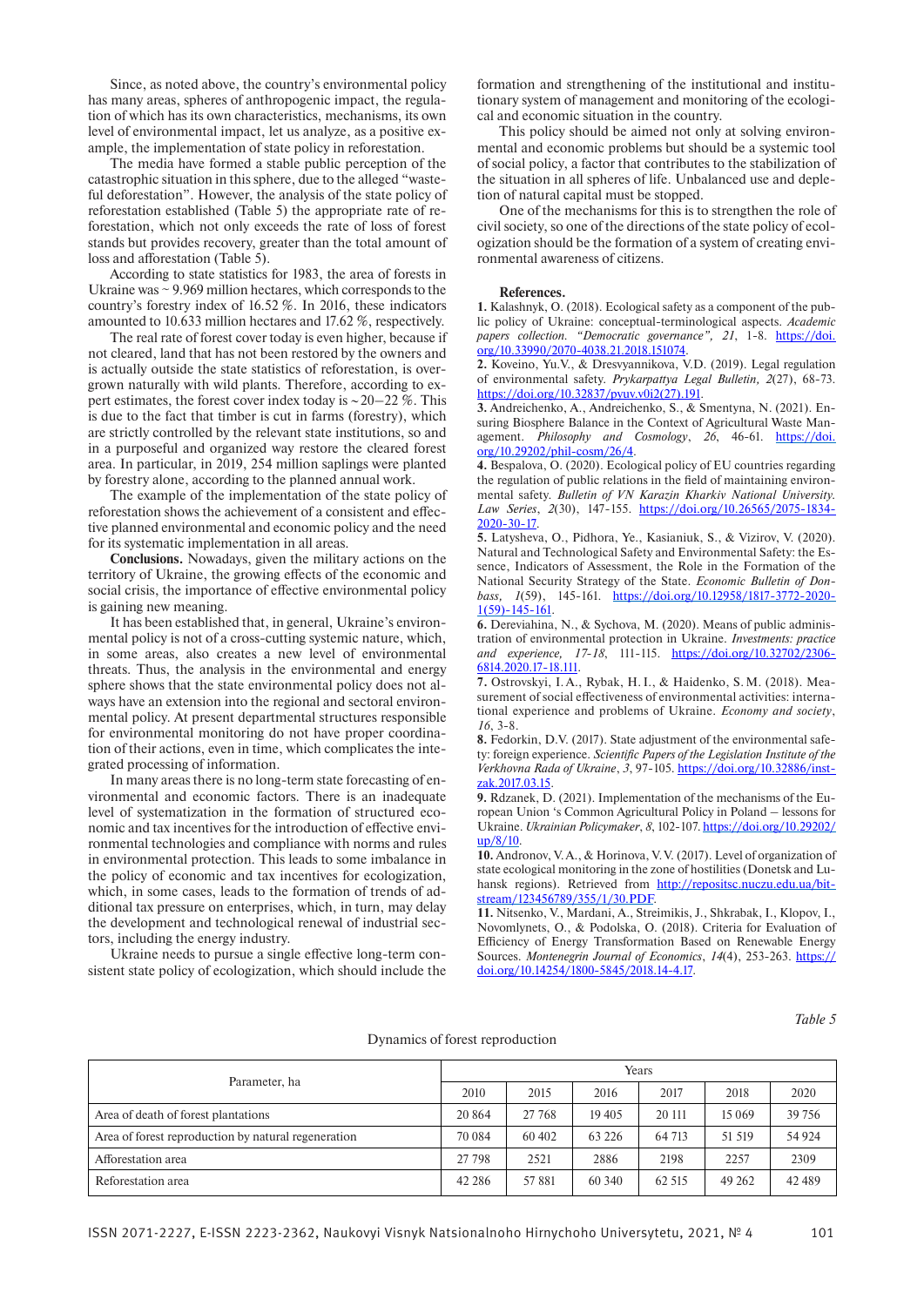Since, as noted above, the country's environmental policy has many areas, spheres of anthropogenic impact, the regulation of which has its own characteristics, mechanisms, its own level of environmental impact, let us analyze, as a positive example, the implementation of state policy in reforestation.

The media have formed a stable public perception of the catastrophic situation in this sphere, due to the alleged "wasteful deforestation". However, the analysis of the state policy of reforestation established (Table 5) the appropriate rate of reforestation, which not only exceeds the rate of loss of forest stands but provides recovery, greater than the total amount of loss and afforestation (Table 5).

According to state statistics for 1983, the area of forests in Ukraine was ~ 9.969 million hectares, which corresponds to the country's forestry index of 16.52 %. In 2016, these indicators amounted to 10.633 million hectares and 17.62 %, respectively.

The real rate of forest cover today is even higher, because if not cleared, land that has not been restored by the owners and is actually outside the state statistics of reforestation, is overgrown naturally with wild plants. Therefore, according to expert estimates, the forest cover index today is ~20–22 %. This is due to the fact that timber is cut in farms (forestry), which are strictly controlled by the relevant state institutions, so and in a purposeful and organized way restore the cleared forest area. In particular, in 2019, 254 million saplings were planted by forestry alone, according to the planned annual work.

The example of the implementation of the state policy of reforestation shows the achievement of a consistent and effective planned environmental and economic policy and the need for its systematic implementation in all areas.

**Conclusions.** Nowadays, given the military actions on the territory of Ukraine, the growing effects of the economic and social crisis, the importance of effective environmental policy is gaining new meaning.

It has been established that, in general, Ukraine's environmental policy is not of a cross-cutting systemic nature, which, in some areas, also creates a new level of environmental threats. Thus, the analysis in the environmental and energy sphere shows that the state environmental policy does not always have an extension into the regional and sectoral environmental policy. At present departmental structures responsible for environmental monitoring do not have proper coordination of their actions, even in time, which complicates the integrated processing of information.

In many areas there is no long-term state forecasting of environmental and economic factors. There is an inadequate level of systematization in the formation of structured economic and tax incentives for the introduction of effective environmental technologies and compliance with norms and rules in environmental protection. This leads to some imbalance in the policy of economic and tax incentives for ecologization, which, in some cases, leads to the formation of trends of additional tax pressure on enterprises, which, in turn, may delay the development and technological renewal of industrial sectors, including the energy industry.

Ukraine needs to pursue a single effective long-term consistent state policy of ecologization, which should include the formation and strengthening of the institutional and institutionary system of management and monitoring of the ecological and economic situation in the country.

This policy should be aimed not only at solving environmental and economic problems but should be a systemic tool of social policy, a factor that contributes to the stabilization of the situation in all spheres of life. Unbalanced use and depletion of natural capital must be stopped.

One of the mechanisms for this is to strengthen the role of civil society, so one of the directions of the state policy of ecologization should be the formation of a system of creating environmental awareness of citizens.

**References.**

**1.** Kalashnyk, O. (2018). Ecological safety as a component of the public policy of Ukraine: conceptual-terminological aspects. *Academic papers collection. "Democratic governance", 21*, 1-8. https://doi.org/10.33990/2070-4038.21.2018.151074.

**2.** Koveino, Yu.V., & Dresvyannikova, V.D. (2019). Legal regulation of environmental safety. *Prykarpattya Legal Bulletin, 2*(27), 68-73. https://doi.org/10.32837/pyuv.v0i2(27).191.

**3.** Andreichenko, A., Andreichenko, S., & Smentyna, N. (2021). Ensuring Biosphere Balance in the Context of Agricultural Waste Management. *Philosophy and Cosmology*, *26*, 46-61. https://doi.org/10.29202/phil-cosm/26/4.

**4.** Bespalova, O. (2020). Ecological policy of EU countries regarding the regulation of public relations in the field of maintaining environmental safety. *Bulletin of VN Karazin Kharkiv National University. Law Series*, *2*(30), 147-155. https://doi.org/10.26565/2075-1834-2020-30-17.

**5.** Latysheva, O., Pidhora, Ye., Kasianiuk, S., & Vizirov, V. (2020). Natural and Technological Safety and Environmental Safety: the Essence, Indicators of Assessment, the Role in the Formation of the National Security Strategy of the State. *Economic Bulletin of Donbass, 1*(59), 145-161. https://doi.org/10.12958/1817-3772-2020-1(59)-145-161.

**6.** Dereviahina, N., & Sychova, M. (2020). Means of public administration of environmental protection in Ukraine. *Investments: practice and experience, 17-18*, 111-115. https://doi.org/10.32702/2306-6814.2020.17-18.111.

**7.** Ostrovskyi, I.A., Rybak, H.I., & Haidenko, S.M. (2018). Measurement of social effectiveness of environmental activities: international experience and problems of Ukraine. *Economy and society*, *16*, 3-8.

**8.** Fedorkin, D.V. (2017). State adjustment of the environmental safety: foreign experience. *Scientific Papers of the Legislation Institute of the Verkhovna Rada of Ukraine*, *3*, 97-105. https://doi.org/10.32886/inst-zak.2017.03.15.

**9.** Rdzanek, D. (2021). Implementation of the mechanisms of the European Union 's Common Agricultural Policy in Poland – lessons for Ukraine. *Ukrainian Policymaker*, *8*, 102-107. https://doi.org/10.29202/up/8/10.

**10.** Andronov, V.A., & Horinova, V.V. (2017). Level of organization of state ecological monitoring in the zone of hostilities (Donetsk and Luhansk regions). Retrieved from http://repositsc.nuczu.edu.ua/bitstream/123456789/355/1/30.PDF.

**11.** Nitsenko, V., Mardani, A., Streimikis, J., Shkrabak, I., Klopov, I., Novomlynets, O., & Podolska, O. (2018). Criteria for Evaluation of Efficiency of Energy Transformation Based on Renewable Energy Sources. *Montenegrin Journal of Economics*, *14*(4), 253-263. https://doi.org/10.14254/1800-5845/2018.14-4.17.

*Table 5*

Dynamics of forest reproduction

| Parameter, ha | Years | | | | | |
|---|---|---|---|---|---|---|
| | 2010 | 2015 | 2016 | 2017 | 2018 | 2020 |
| Area of death of forest plantations | 20 864 | 27 768 | 19 405 | 20 111 | 15 069 | 39 756 |
| Area of forest reproduction by natural regeneration | 70 084 | 60 402 | 63 226 | 64 713 | 51 519 | 54 924 |
| Afforestation area | 27 798 | 2521 | 2886 | 2198 | 2257 | 2309 |
| Reforestation area | 42 286 | 57 881 | 60 340 | 62 515 | 49 262 | 42 489 |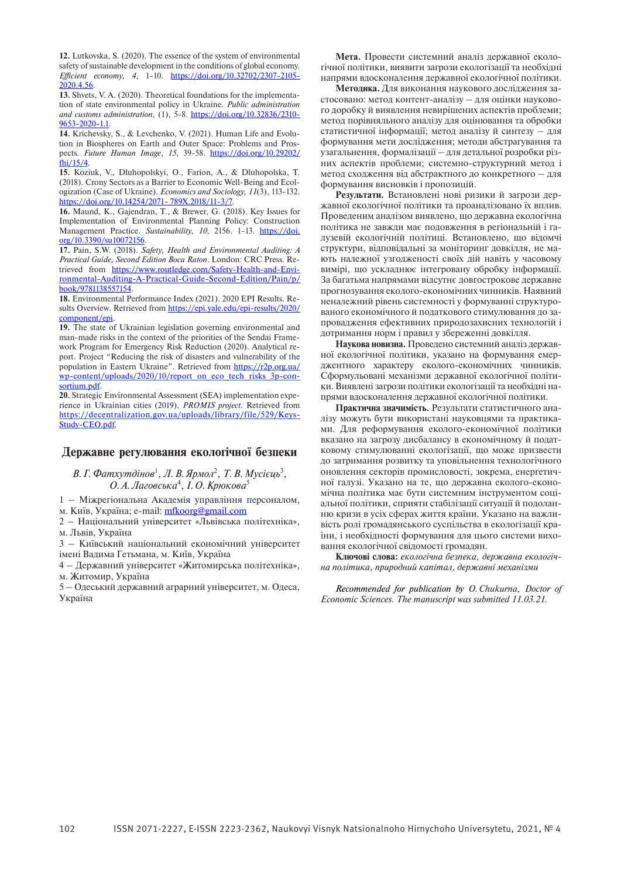**12.** Lutkovska, S. (2020). The essence of the system of environmental safety of sustainable development in the conditions of global economy. *Efficient economy*, *4*, 1-10. https://doi.org/10.32702/2307-2105-2020.4.56.

**13.** Shvets, V. A. (2020). Theoretical foundations for the implementation of state environmental policy in Ukraine. *Public administration and customs administration*, (1), 5-8. https://doi.org/10.32836/2310-9653-2020-1.1.

**14.** Krichevsky, S., & Levchenko, V. (2021). Human Life and Evolution in Biospheres on Earth and Outer Space: Problems and Prospects. *Future Human Image*, *15*, 39-58. https://doi.org/10.29202/fhi/15/4.

**15.** Koziuk, V., Dluhopolskyi, O., Farion, A., & Dluhopolska, T. (2018). Crony Sectors as a Barrier to Economic Well-Being and Ecologization (Case of Ukraine). *Economics and Sociology, 11*(3), 113-132. https://doi.org/10.14254/2071- 789X.2018/11-3/7.

**16.** Maund, K., Gajendran, T., & Brewer, G. (2018). Key Issues for Implementation of Environmental Planning Policy: Construction Management Practice. *Sustainability, 10*, 2156. 1-13. https://doi.org/10.3390/su10072156.

**17.** Pain, S.W. (2018). *Safety, Health and Environmental Auditing: A Practical Guide, Second Edition Boca Raton*. London: CRC Press. Retrieved from https://www.routledge.com/Safety-Health-and-Environmental-Auditing-A-Practical-Guide-Second-Edition/Pain/p/book/9781138557154.

**18.** Environmental Performance Index (2021). 2020 EPI Results. Results Overview. Retrieved from https://epi.yale.edu/epi-results/2020/component/epi.

**19.** The state of Ukrainian legislation governing environmental and man-made risks in the context of the priorities of the Sendai Framework Program for Emergency Risk Reduction (2020). Analytical report. Project "Reducing the risk of disasters and vulnerability of the population in Eastern Ukraine". Retrieved from https://r2p.org.ua/wp-content/uploads/2020/10/report_on_eco_tech_risks_3p-consortium.pdf.

**20.** Strategic Environmental Assessment (SEA) implementation experience in Ukrainian cities (2019). *PROMIS project*. Retrieved from https://decentralization.gov.ua/uploads/library/file/529/Keys-Study-CEO.pdf.

## Державне регулювання екологічної безпеки

*В. Г. Фатхутдінов*[1], *Л. В. Ярмол*[2], *Т. В. Мусієць*[3], *О. А. Лаговська*[4], *І. О. Крюкова*[5]

1 – Міжрегіональна Академія управління персоналом, м. Київ, Україна; e-mail: mfkoorg@gmail.com

2 – Національний університет «Львівська політехніка», м. Львів, Україна

3 – Київський національний економічний університет імені Вадима Гетьмана, м. Київ, Україна

4 – Державний університет «Житомирська політехніка», м. Житомир, Україна

5 – Одеський державний аграрний університет, м. Одеса, Україна

**Мета.** Провести системний аналіз державної екологічної політики, виявити загрози екологізації та необхідні напрями вдосконалення державної екологічної політики.

**Методика.** Для виконання наукового дослідження застосовано: метод контент-аналізу – для оцінки наукового доробку й виявлення невирішених аспектів проблеми; метод порівняльного аналізу для оцінювання та обробки статистичної інформації; метод аналізу й синтезу – для формування мети дослідження; методи абстрагування та узагальнення, формалізації – для детальної розробки різних аспектів проблеми; системно-структурний метод і метод сходження від абстрактного до конкретного – для формування висновків і пропозицій.

**Результати.** Встановлені нові ризики й загрози державної екологічної політики та проаналізовано їх вплив. Проведеним аналізом виявлено, що державна екологічна політика не завжди має подовження в регіональній і галузевій екологічній політиці. Встановлено, що відомчі структури, відповідальні за моніторинг довкілля, не мають належної узгодженості своїх дій навіть у часовому вимірі, що ускладнює інтегровану обробку інформації. За багатьма напрямами відсутнє довгострокове державне прогнозування еколого-економічних чинників. Наявний неналежний рівень системності у формуванні структурованого економічного й податкового стимулювання до запровадження ефективних природозахисних технологій і дотримання норм і правил у збереженні довкілля.

**Наукова новизна.** Проведено системний аналіз державної екологічної політики, указано на формування емерджентного характеру еколого-економічних чинників. Сформульовані механізми державної екологічної політики. Виявлені загрози політики екологізації та необхідні напрями вдосконалення державної екологічної політики.

**Практична значимість.** Результати статистичного аналізу можуть бути використані науковцями та практиками. Для реформування еколого-економічної політики вказано на загрозу дисбалансу в економічному й податковому стимулюванні екологізації, що може призвести до затримання розвитку та уповільнення технологічного оновлення секторів промисловості, зокрема, енергетичної галузі. Указано на те, що державна еколого-економічна політика має бути системним інструментом соціальної політики, сприяти стабілізації ситуацій й подоланню кризи в усіх сферах життя країни. Указано на важливість ролі громадянського суспільства в екологізації країни, і необхідності формування для цього системи виховання екологічної свідомості громадян.

**Ключові слова:** *екологічна безпека, державна екологічна політика, природний капітал, державні механізми*

*Recommended for publication by O. Chukurna, Doctor of Economic Sciences. The manuscript was submitted 11.03.21.*